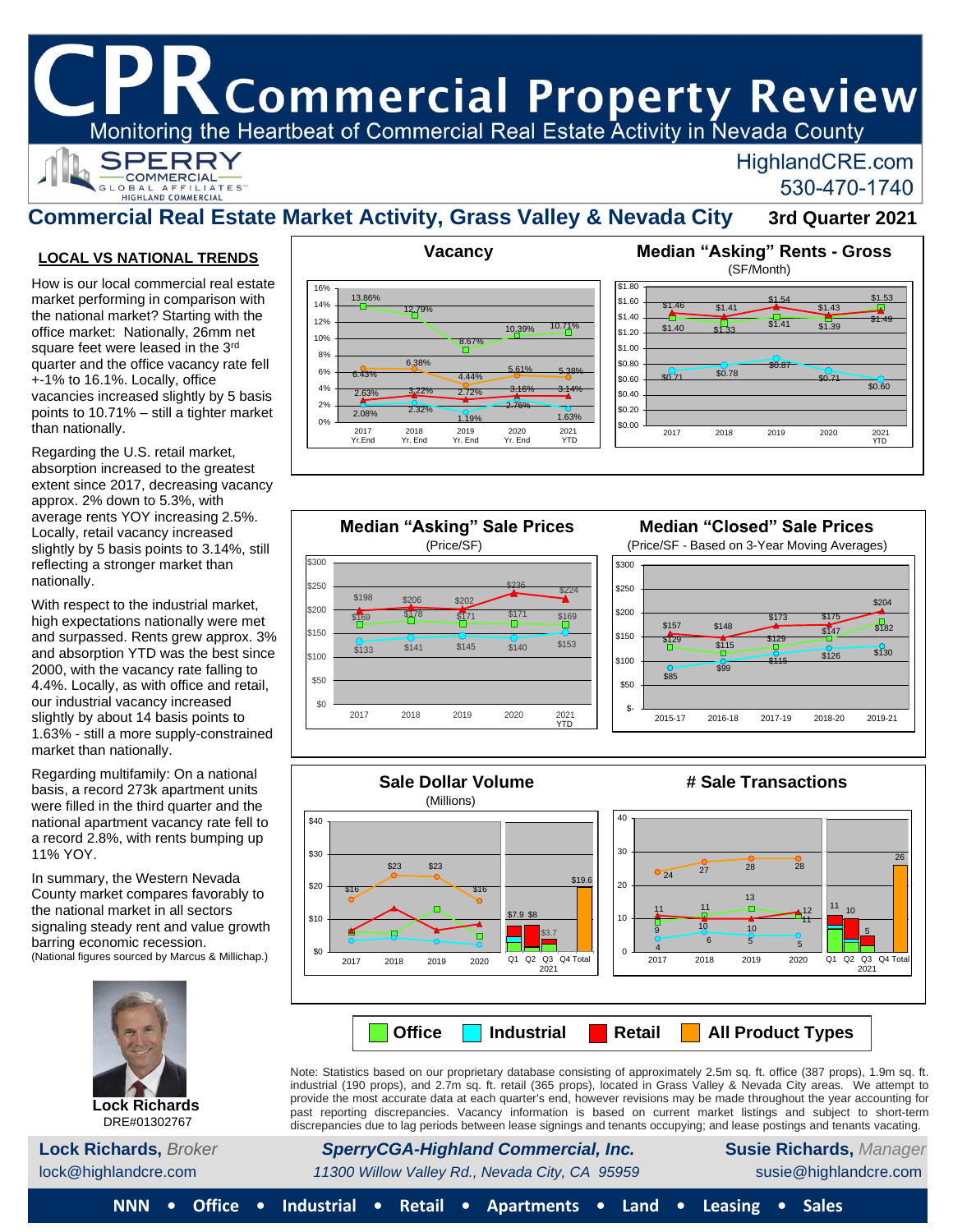# CPR Commercial Property Review

Monitoring the Heartbeat of Commercial Real Estate Activity in Nevada County

SPERRY COMMERCIAL GLOBAL AFFILIATES — HIGHLAND COMMERCIAL

HighlandCRE.com
530-470-1740

## Commercial Real Estate Market Activity, Grass Valley & Nevada City — 3rd Quarter 2021

### LOCAL VS NATIONAL TRENDS

How is our local commercial real estate market performing in comparison with the national market? Starting with the office market: Nationally, 26mm net square feet were leased in the 3rd quarter and the office vacancy rate fell +-1% to 16.1%. Locally, office vacancies increased slightly by 5 basis points to 10.71% – still a tighter market than nationally.

Regarding the U.S. retail market, absorption increased to the greatest extent since 2017, decreasing vacancy approx. 2% down to 5.3%, with average rents YOY increasing 2.5%. Locally, retail vacancy increased slightly by 5 basis points to 3.14%, still reflecting a stronger market than nationally.

With respect to the industrial market, high expectations nationally were met and surpassed. Rents grew approx. 3% and absorption YTD was the best since 2000, with the vacancy rate falling to 4.4%. Locally, as with office and retail, our industrial vacancy increased slightly by about 14 basis points to 1.63% - still a more supply-constrained market than nationally.

Regarding multifamily: On a national basis, a record 273k apartment units were filled in the third quarter and the national apartment vacancy rate fell to a record 2.8%, with rents bumping up 11% YOY.

In summary, the Western Nevada County market compares favorably to the national market in all sectors signaling steady rent and value growth barring economic recession.

(National figures sourced by Marcus & Millichap.)

**Lock Richards**
DRE#01302767

### Vacancy

| | 2017 Yr.End | 2018 Yr. End | 2019 Yr. End | 2020 Yr. End | 2021 YTD |
|---|---|---|---|---|---|
| Office | 13.86% | 12.79% | 8.67% | 10.39% | 10.71% |
| All Product Types | 6.43% | 6.38% | 4.44% | 5.61% | 5.38% |
| Retail | 2.63% | 3.22% | 2.72% | 3.16% | 3.14% |
| Industrial | 2.08% | 2.32% | 1.19% | 2.76% | 1.63% |

### Median "Asking" Rents - Gross (SF/Month)

| | 2017 | 2018 | 2019 | 2020 | 2021 YTD |
|---|---|---|---|---|---|
| Retail | $1.46 | $1.41 | $1.54 | $1.43 | $1.53 |
| Office | $1.40 | $1.33 | $1.41 | $1.39 | $1.49 |
| Industrial | $0.71 | $0.78 | $0.87 | $0.71 | $0.60 |

### Median "Asking" Sale Prices (Price/SF)

| | 2017 | 2018 | 2019 | 2020 | 2021 YTD |
|---|---|---|---|---|---|
| Retail | $198 | $206 | $202 | $236 | $224 |
| Office | $169 | $178 | $171 | $171 | $169 |
| Industrial | $133 | $141 | $145 | $140 | $153 |

### Median "Closed" Sale Prices (Price/SF - Based on 3-Year Moving Averages)

| | 2015-17 | 2016-18 | 2017-19 | 2018-20 | 2019-21 |
|---|---|---|---|---|---|
| Retail | $157 | $148 | $173 | $175 | $204 |
| Office | $129 | $115 | $129 | $147 | $182 |
| Industrial | $85 | $99 | $115 | $126 | $130 |

### Sale Dollar Volume (Millions)

| | 2017 | 2018 | 2019 | 2020 | 2021 Q1 | 2021 Q2 | 2021 Q3 | 2021 Q4 | 2021 Total |
|---|---|---|---|---|---|---|---|---|---|
| All Product Types | $16 | $23 | $23 | $16 | $7.9 | $8 | $3.7 | | $19.6 |

### # Sale Transactions

| | 2017 | 2018 | 2019 | 2020 | 2021 Q1 | 2021 Q2 | 2021 Q3 | 2021 Q4 | 2021 Total |
|---|---|---|---|---|---|---|---|---|---|
| All Product Types | 24 | 27 | 28 | 28 | | | | | 26 |
| Office | 9 | 11 | 13 | 12 | 11 | | | | |
| Retail | 11 | 10 | 10 | 11 | | 10 | 5 | | |
| Industrial | 4 | 6 | 5 | 5 | | | | | |

Legend: Office | Industrial | Retail | All Product Types

Note: Statistics based on our proprietary database consisting of approximately 2.5m sq. ft. office (387 props), 1.9m sq. ft. industrial (190 props), and 2.7m sq. ft. retail (365 props), located in Grass Valley & Nevada City areas. We attempt to provide the most accurate data at each quarter's end, however revisions may be made throughout the year accounting for past reporting discrepancies. Vacancy information is based on current market listings and subject to short-term discrepancies due to lag periods between lease signings and tenants occupying; and lease postings and tenants vacating.

**Lock Richards,** *Broker*
lock@highlandcre.com

***SperryCGA-Highland Commercial, Inc.***
*11300 Willow Valley Rd., Nevada City, CA 95959*

**Susie Richards,** *Manager*
susie@highlandcre.com

NNN • Office • Industrial • Retail • Apartments • Land • Leasing • Sales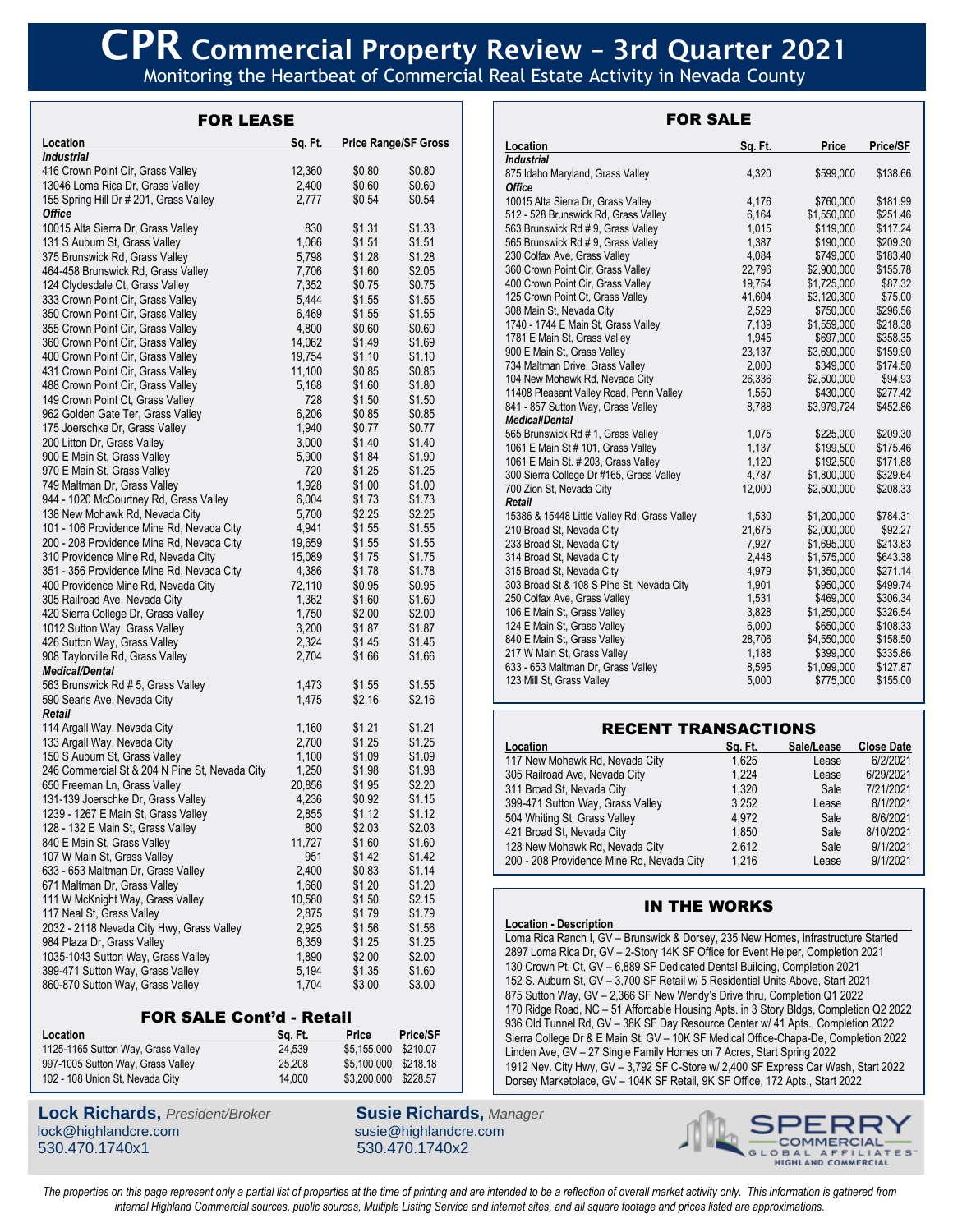# CPR Commercial Property Review – 3rd Quarter 2021

Monitoring the Heartbeat of Commercial Real Estate Activity in Nevada County

## FOR LEASE

| Location | Sq. Ft. | Price Range/SF Gross | |
|---|---|---|---|
| ***Industrial*** | | | |
| 416 Crown Point Cir, Grass Valley | 12,360 | $0.80 | $0.80 |
| 13046 Loma Rica Dr, Grass Valley | 2,400 | $0.60 | $0.60 |
| 155 Spring Hill Dr # 201, Grass Valley | 2,777 | $0.54 | $0.54 |
| ***Office*** | | | |
| 10015 Alta Sierra Dr, Grass Valley | 830 | $1.31 | $1.33 |
| 131 S Auburn St, Grass Valley | 1,066 | $1.51 | $1.51 |
| 375 Brunswick Rd, Grass Valley | 5,798 | $1.28 | $1.28 |
| 464-458 Brunswick Rd, Grass Valley | 7,706 | $1.60 | $2.05 |
| 124 Clydesdale Ct, Grass Valley | 7,352 | $0.75 | $0.75 |
| 333 Crown Point Cir, Grass Valley | 5,444 | $1.55 | $1.55 |
| 350 Crown Point Cir, Grass Valley | 6,469 | $1.55 | $1.55 |
| 355 Crown Point Cir, Grass Valley | 4,800 | $0.60 | $0.60 |
| 360 Crown Point Cir, Grass Valley | 14,062 | $1.49 | $1.69 |
| 400 Crown Point Cir, Grass Valley | 19,754 | $1.10 | $1.10 |
| 431 Crown Point Cir, Grass Valley | 11,100 | $0.85 | $0.85 |
| 488 Crown Point Cir, Grass Valley | 5,168 | $1.60 | $1.80 |
| 149 Crown Point Ct, Grass Valley | 728 | $1.50 | $1.50 |
| 962 Golden Gate Ter, Grass Valley | 6,206 | $0.85 | $0.85 |
| 175 Joerschke Dr, Grass Valley | 1,940 | $0.77 | $0.77 |
| 200 Litton Dr, Grass Valley | 3,000 | $1.40 | $1.40 |
| 900 E Main St, Grass Valley | 5,900 | $1.84 | $1.90 |
| 970 E Main St, Grass Valley | 720 | $1.25 | $1.25 |
| 749 Maltman Dr, Grass Valley | 1,928 | $1.00 | $1.00 |
| 944 - 1020 McCourtney Rd, Grass Valley | 6,004 | $1.73 | $1.73 |
| 138 New Mohawk Rd, Nevada City | 5,700 | $2.25 | $2.25 |
| 101 - 106 Providence Mine Rd, Nevada City | 4,941 | $1.55 | $1.55 |
| 200 - 208 Providence Mine Rd, Nevada City | 19,659 | $1.55 | $1.55 |
| 310 Providence Mine Rd, Nevada City | 15,089 | $1.75 | $1.75 |
| 351 - 356 Providence Mine Rd, Nevada City | 4,386 | $1.78 | $1.78 |
| 400 Providence Mine Rd, Nevada City | 72,110 | $0.95 | $0.95 |
| 305 Railroad Ave, Nevada City | 1,362 | $1.60 | $1.60 |
| 420 Sierra College Dr, Grass Valley | 1,750 | $2.00 | $2.00 |
| 1012 Sutton Way, Grass Valley | 3,200 | $1.87 | $1.87 |
| 426 Sutton Way, Grass Valley | 2,324 | $1.45 | $1.45 |
| 908 Taylorville Rd, Grass Valley | 2,704 | $1.66 | $1.66 |
| ***Medical/Dental*** | | | |
| 563 Brunswick Rd # 5, Grass Valley | 1,473 | $1.55 | $1.55 |
| 590 Searls Ave, Nevada City | 1,475 | $2.16 | $2.16 |
| ***Retail*** | | | |
| 114 Argall Way, Nevada City | 1,160 | $1.21 | $1.21 |
| 133 Argall Way, Nevada City | 2,700 | $1.25 | $1.25 |
| 150 S Auburn St, Grass Valley | 1,100 | $1.09 | $1.09 |
| 246 Commercial St & 204 N Pine St, Nevada City | 1,250 | $1.98 | $1.98 |
| 650 Freeman Ln, Grass Valley | 20,856 | $1.95 | $2.20 |
| 131-139 Joerschke Dr, Grass Valley | 4,236 | $0.92 | $1.15 |
| 1239 - 1267 E Main St, Grass Valley | 2,855 | $1.12 | $1.12 |
| 128 - 132 E Main St, Grass Valley | 800 | $2.03 | $2.03 |
| 840 E Main St, Grass Valley | 11,727 | $1.60 | $1.60 |
| 107 W Main St, Grass Valley | 951 | $1.42 | $1.42 |
| 633 - 653 Maltman Dr, Grass Valley | 2,400 | $0.83 | $1.14 |
| 671 Maltman Dr, Grass Valley | 1,660 | $1.20 | $1.20 |
| 111 W McKnight Way, Grass Valley | 10,580 | $1.50 | $2.15 |
| 117 Neal St, Grass Valley | 2,875 | $1.79 | $1.79 |
| 2032 - 2118 Nevada City Hwy, Grass Valley | 2,925 | $1.56 | $1.56 |
| 984 Plaza Dr, Grass Valley | 6,359 | $1.25 | $1.25 |
| 1035-1043 Sutton Way, Grass Valley | 1,890 | $2.00 | $2.00 |
| 399-471 Sutton Way, Grass Valley | 5,194 | $1.35 | $1.60 |
| 860-870 Sutton Way, Grass Valley | 1,704 | $3.00 | $3.00 |

## FOR SALE Cont'd - Retail

| Location | Sq. Ft. | Price | Price/SF |
|---|---|---|---|
| 1125-1165 Sutton Way, Grass Valley | 24,539 | $5,155,000 | $210.07 |
| 997-1005 Sutton Way, Grass Valley | 25,208 | $5,100,000 | $218.18 |
| 102 - 108 Union St, Nevada City | 14,000 | $3,200,000 | $228.57 |

## FOR SALE

| Location | Sq. Ft. | Price | Price/SF |
|---|---|---|---|
| ***Industrial*** | | | |
| 875 Idaho Maryland, Grass Valley | 4,320 | $599,000 | $138.66 |
| ***Office*** | | | |
| 10015 Alta Sierra Dr, Grass Valley | 4,176 | $760,000 | $181.99 |
| 512 - 528 Brunswick Rd, Grass Valley | 6,164 | $1,550,000 | $251.46 |
| 563 Brunswick Rd # 9, Grass Valley | 1,015 | $119,000 | $117.24 |
| 565 Brunswick Rd # 9, Grass Valley | 1,387 | $190,000 | $209.30 |
| 230 Colfax Ave, Grass Valley | 4,084 | $749,000 | $183.40 |
| 360 Crown Point Cir, Grass Valley | 22,796 | $2,900,000 | $155.78 |
| 400 Crown Point Cir, Grass Valley | 19,754 | $1,725,000 | $87.32 |
| 125 Crown Point Ct, Grass Valley | 41,604 | $3,120,300 | $75.00 |
| 308 Main St, Nevada City | 2,529 | $750,000 | $296.56 |
| 1740 - 1744 E Main St, Grass Valley | 7,139 | $1,559,000 | $218.38 |
| 1781 E Main St, Grass Valley | 1,945 | $697,000 | $358.35 |
| 900 E Main St, Grass Valley | 23,137 | $3,690,000 | $159.90 |
| 734 Maltman Drive, Grass Valley | 2,000 | $349,000 | $174.50 |
| 104 New Mohawk Rd, Nevada City | 26,336 | $2,500,000 | $94.93 |
| 11408 Pleasant Valley Road, Penn Valley | 1,550 | $430,000 | $277.42 |
| 841 - 857 Sutton Way, Grass Valley | 8,788 | $3,979,724 | $452.86 |
| ***Medical/Dental*** | | | |
| 565 Brunswick Rd # 1, Grass Valley | 1,075 | $225,000 | $209.30 |
| 1061 E Main St # 101, Grass Valley | 1,137 | $199,500 | $175.46 |
| 1061 E Main St. # 203, Grass Valley | 1,120 | $192,500 | $171.88 |
| 300 Sierra College Dr #165, Grass Valley | 4,787 | $1,800,000 | $329.64 |
| 700 Zion St, Nevada City | 12,000 | $2,500,000 | $208.33 |
| ***Retail*** | | | |
| 15386 & 15448 Little Valley Rd, Grass Valley | 1,530 | $1,200,000 | $784.31 |
| 210 Broad St, Nevada City | 21,675 | $2,000,000 | $92.27 |
| 233 Broad St, Nevada City | 7,927 | $1,695,000 | $213.83 |
| 314 Broad St, Nevada City | 2,448 | $1,575,000 | $643.38 |
| 315 Broad St, Nevada City | 4,979 | $1,350,000 | $271.14 |
| 303 Broad St & 108 S Pine St, Nevada City | 1,901 | $950,000 | $499.74 |
| 250 Colfax Ave, Grass Valley | 1,531 | $469,000 | $306.34 |
| 106 E Main St, Grass Valley | 3,828 | $1,250,000 | $326.54 |
| 124 E Main St, Grass Valley | 6,000 | $650,000 | $108.33 |
| 840 E Main St, Grass Valley | 28,706 | $4,550,000 | $158.50 |
| 217 W Main St, Grass Valley | 1,188 | $399,000 | $335.86 |
| 633 - 653 Maltman Dr, Grass Valley | 8,595 | $1,099,000 | $127.87 |
| 123 Mill St, Grass Valley | 5,000 | $775,000 | $155.00 |

## RECENT TRANSACTIONS

| Location | Sq. Ft. | Sale/Lease | Close Date |
|---|---|---|---|
| 117 New Mohawk Rd, Nevada City | 1,625 | Lease | 6/2/2021 |
| 305 Railroad Ave, Nevada City | 1,224 | Lease | 6/29/2021 |
| 311 Broad St, Nevada City | 1,320 | Sale | 7/21/2021 |
| 399-471 Sutton Way, Grass Valley | 3,252 | Lease | 8/1/2021 |
| 504 Whiting St, Grass Valley | 4,972 | Sale | 8/6/2021 |
| 421 Broad St, Nevada City | 1,850 | Sale | 8/10/2021 |
| 128 New Mohawk Rd, Nevada City | 2,612 | Sale | 9/1/2021 |
| 200 - 208 Providence Mine Rd, Nevada City | 1,216 | Lease | 9/1/2021 |

## IN THE WORKS

**Location - Description**

Loma Rica Ranch I, GV – Brunswick & Dorsey, 235 New Homes, Infrastructure Started
2897 Loma Rica Dr, GV – 2-Story 14K SF Office for Event Helper, Completion 2021
130 Crown Pt. Ct, GV – 6,889 SF Dedicated Dental Building, Completion 2021
152 S. Auburn St, GV – 3,700 SF Retail w/ 5 Residential Units Above, Start 2021
875 Sutton Way, GV – 2,366 SF New Wendy's Drive thru, Completion Q1 2022
170 Ridge Road, NC – 51 Affordable Housing Apts. in 3 Story Bldgs, Completion Q2 2022
936 Old Tunnel Rd, GV – 38K SF Day Resource Center w/ 41 Apts., Completion 2022
Sierra College Dr & E Main St, GV – 10K SF Medical Office-Chapa-De, Completion 2022
Linden Ave, GV – 27 Single Family Homes on 7 Acres, Start Spring 2022
1912 Nev. City Hwy, GV – 3,792 SF C-Store w/ 2,400 SF Express Car Wash, Start 2022
Dorsey Marketplace, GV – 104K SF Retail, 9K SF Office, 172 Apts., Start 2022

**Lock Richards,** *President/Broker*
lock@highlandcre.com
530.470.1740x1

**Susie Richards,** *Manager*
susie@highlandcre.com
530.470.1740x2

SPERRY COMMERCIAL GLOBAL AFFILIATES HIGHLAND COMMERCIAL

*The properties on this page represent only a partial list of properties at the time of printing and are intended to be a reflection of overall market activity only. This information is gathered from internal Highland Commercial sources, public sources, Multiple Listing Service and internet sites, and all square footage and prices listed are approximations.*